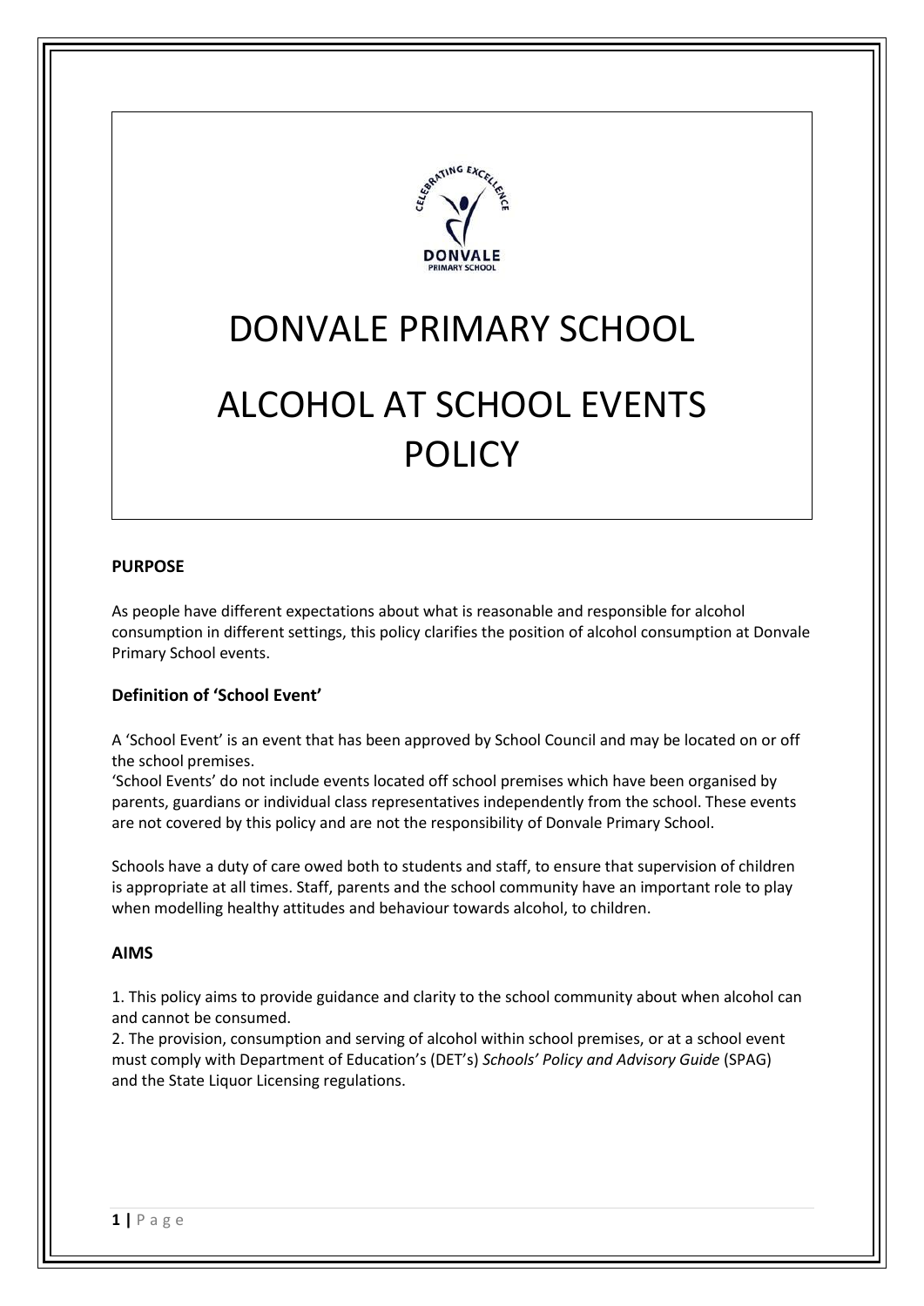# DONVALE PRIMARY SCHOOL

# ALCOHOL AT SCHOOL EVENTS POLICY

## PURPOSE

As people have different expectations about what is reasonable and responsible for alcohol consumption in different settings, this policy clarifies the position of alcohol consumption at Donvale Primary School events.

### Definition of 'School Event'

A 'School Event' is an event that has been approved by School Council and may be located on or off the school premises.
'School Events' do not include events located off school premises which have been organised by parents, guardians or individual class representatives independently from the school. These events are not covered by this policy and are not the responsibility of Donvale Primary School.

Schools have a duty of care owed both to students and staff, to ensure that supervision of children is appropriate at all times. Staff, parents and the school community have an important role to play when modelling healthy attitudes and behaviour towards alcohol, to children.

## AIMS

1. This policy aims to provide guidance and clarity to the school community about when alcohol can and cannot be consumed.
2. The provision, consumption and serving of alcohol within school premises, or at a school event must comply with Department of Education's (DET's) *Schools' Policy and Advisory Guide* (SPAG) and the State Liquor Licensing regulations.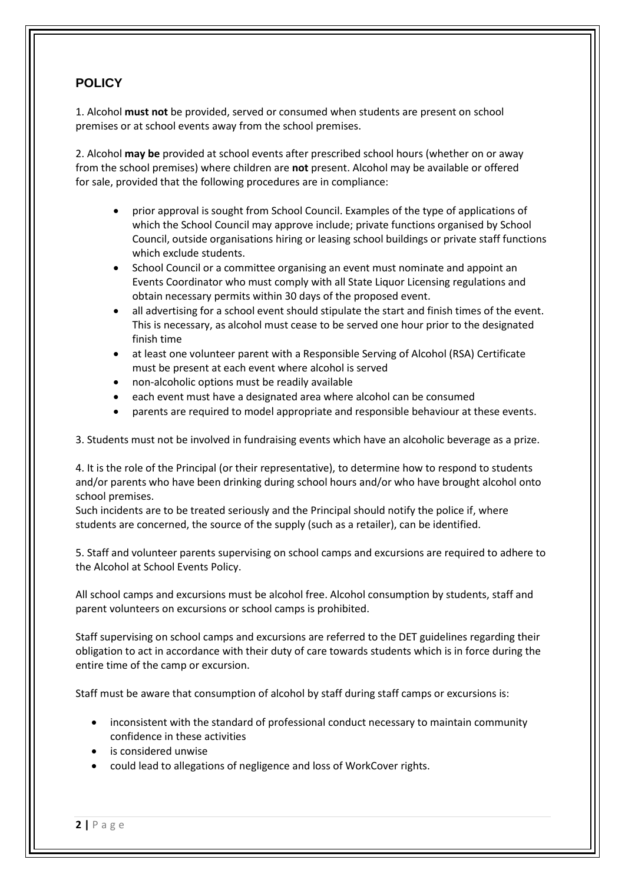## POLICY

1. Alcohol **must not** be provided, served or consumed when students are present on school premises or at school events away from the school premises.

2. Alcohol **may be** provided at school events after prescribed school hours (whether on or away from the school premises) where children are **not** present. Alcohol may be available or offered for sale, provided that the following procedures are in compliance:

- prior approval is sought from School Council. Examples of the type of applications of which the School Council may approve include; private functions organised by School Council, outside organisations hiring or leasing school buildings or private staff functions which exclude students.
- School Council or a committee organising an event must nominate and appoint an Events Coordinator who must comply with all State Liquor Licensing regulations and obtain necessary permits within 30 days of the proposed event.
- all advertising for a school event should stipulate the start and finish times of the event. This is necessary, as alcohol must cease to be served one hour prior to the designated finish time
- at least one volunteer parent with a Responsible Serving of Alcohol (RSA) Certificate must be present at each event where alcohol is served
- non-alcoholic options must be readily available
- each event must have a designated area where alcohol can be consumed
- parents are required to model appropriate and responsible behaviour at these events.

3. Students must not be involved in fundraising events which have an alcoholic beverage as a prize.

4. It is the role of the Principal (or their representative), to determine how to respond to students and/or parents who have been drinking during school hours and/or who have brought alcohol onto school premises.
Such incidents are to be treated seriously and the Principal should notify the police if, where students are concerned, the source of the supply (such as a retailer), can be identified.

5. Staff and volunteer parents supervising on school camps and excursions are required to adhere to the Alcohol at School Events Policy.

All school camps and excursions must be alcohol free. Alcohol consumption by students, staff and parent volunteers on excursions or school camps is prohibited.

Staff supervising on school camps and excursions are referred to the DET guidelines regarding their obligation to act in accordance with their duty of care towards students which is in force during the entire time of the camp or excursion.

Staff must be aware that consumption of alcohol by staff during staff camps or excursions is:

- inconsistent with the standard of professional conduct necessary to maintain community confidence in these activities
- is considered unwise
- could lead to allegations of negligence and loss of WorkCover rights.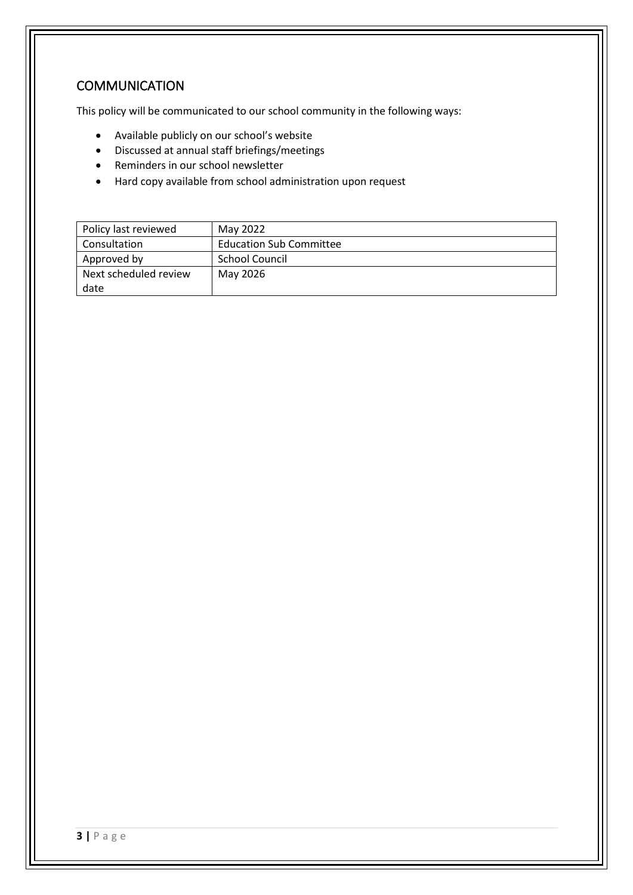## COMMUNICATION

This policy will be communicated to our school community in the following ways:

- Available publicly on our school's website
- Discussed at annual staff briefings/meetings
- Reminders in our school newsletter
- Hard copy available from school administration upon request

| | |
|---|---|
| Policy last reviewed | May 2022 |
| Consultation | Education Sub Committee |
| Approved by | School Council |
| Next scheduled review date | May 2026 |